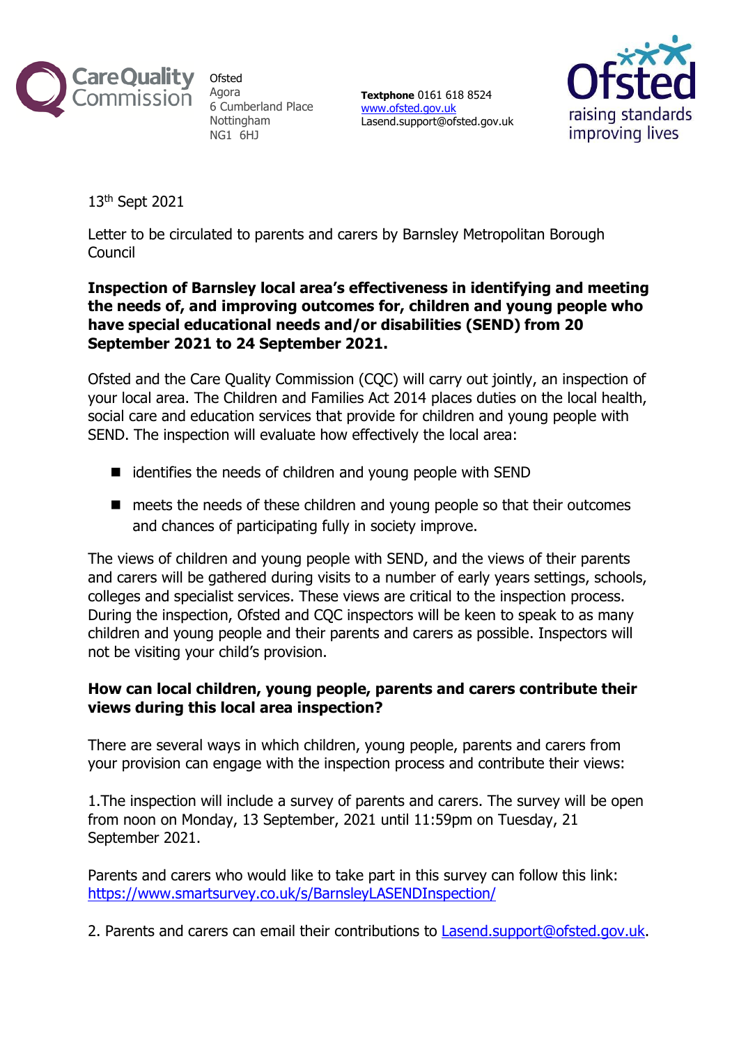Care Quality Commission

Ofsted
Agora
6 Cumberland Place
Nottingham
NG1 6HJ

**Textphone** 0161 618 8524
www.ofsted.gov.uk
Lasend.support@ofsted.gov.uk

Ofsted
raising standards
improving lives

13th Sept 2021

Letter to be circulated to parents and carers by Barnsley Metropolitan Borough Council

**Inspection of Barnsley local area's effectiveness in identifying and meeting the needs of, and improving outcomes for, children and young people who have special educational needs and/or disabilities (SEND) from 20 September 2021 to 24 September 2021.**

Ofsted and the Care Quality Commission (CQC) will carry out jointly, an inspection of your local area. The Children and Families Act 2014 places duties on the local health, social care and education services that provide for children and young people with SEND. The inspection will evaluate how effectively the local area:

- identifies the needs of children and young people with SEND
- meets the needs of these children and young people so that their outcomes and chances of participating fully in society improve.

The views of children and young people with SEND, and the views of their parents and carers will be gathered during visits to a number of early years settings, schools, colleges and specialist services. These views are critical to the inspection process. During the inspection, Ofsted and CQC inspectors will be keen to speak to as many children and young people and their parents and carers as possible. Inspectors will not be visiting your child's provision.

**How can local children, young people, parents and carers contribute their views during this local area inspection?**

There are several ways in which children, young people, parents and carers from your provision can engage with the inspection process and contribute their views:

1.The inspection will include a survey of parents and carers. The survey will be open from noon on Monday, 13 September, 2021 until 11:59pm on Tuesday, 21 September 2021.

Parents and carers who would like to take part in this survey can follow this link: https://www.smartsurvey.co.uk/s/BarnsleyLASENDInspection/

2. Parents and carers can email their contributions to Lasend.support@ofsted.gov.uk.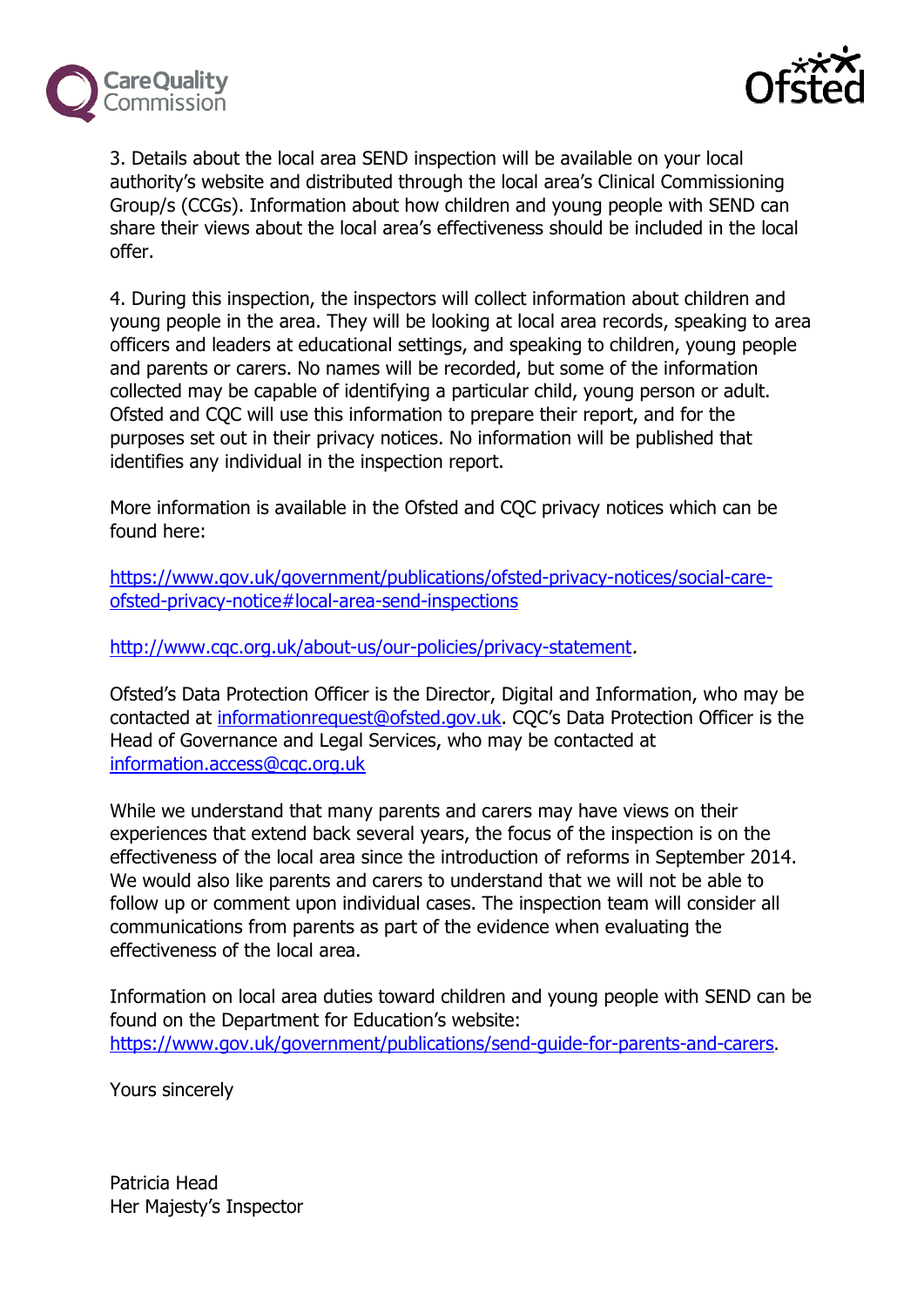3. Details about the local area SEND inspection will be available on your local authority's website and distributed through the local area's Clinical Commissioning Group/s (CCGs). Information about how children and young people with SEND can share their views about the local area's effectiveness should be included in the local offer.

4. During this inspection, the inspectors will collect information about children and young people in the area. They will be looking at local area records, speaking to area officers and leaders at educational settings, and speaking to children, young people and parents or carers. No names will be recorded, but some of the information collected may be capable of identifying a particular child, young person or adult. Ofsted and CQC will use this information to prepare their report, and for the purposes set out in their privacy notices. No information will be published that identifies any individual in the inspection report.

More information is available in the Ofsted and CQC privacy notices which can be found here:

https://www.gov.uk/government/publications/ofsted-privacy-notices/social-care-ofsted-privacy-notice#local-area-send-inspections

http://www.cqc.org.uk/about-us/our-policies/privacy-statement.

Ofsted's Data Protection Officer is the Director, Digital and Information, who may be contacted at informationrequest@ofsted.gov.uk. CQC's Data Protection Officer is the Head of Governance and Legal Services, who may be contacted at information.access@cqc.org.uk

While we understand that many parents and carers may have views on their experiences that extend back several years, the focus of the inspection is on the effectiveness of the local area since the introduction of reforms in September 2014. We would also like parents and carers to understand that we will not be able to follow up or comment upon individual cases. The inspection team will consider all communications from parents as part of the evidence when evaluating the effectiveness of the local area.

Information on local area duties toward children and young people with SEND can be found on the Department for Education's website: https://www.gov.uk/government/publications/send-guide-for-parents-and-carers.

Yours sincerely

Patricia Head
Her Majesty's Inspector